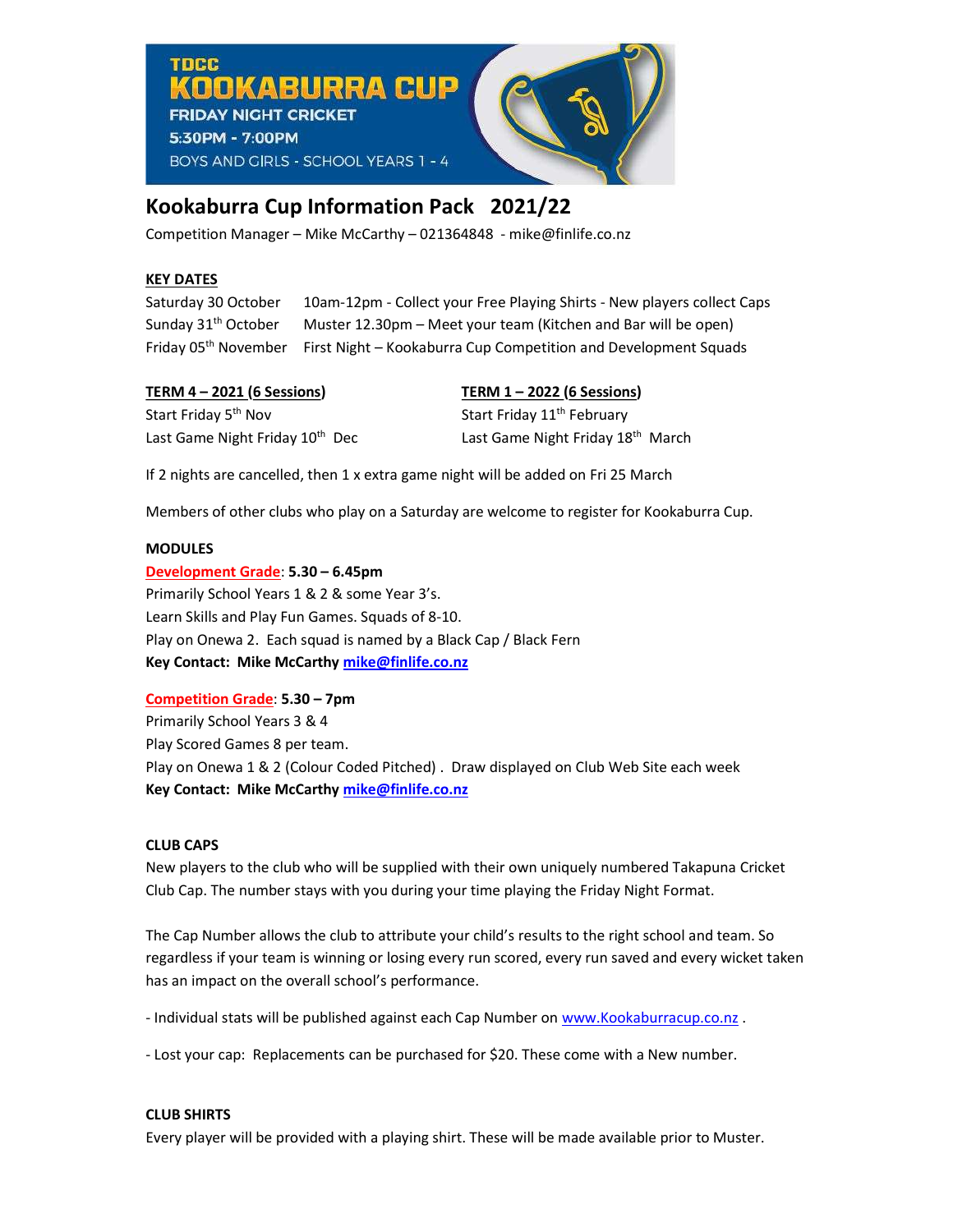TDCC
KOOKABURRA CUP
FRIDAY NIGHT CRICKET
5:30PM - 7:00PM
BOYS AND GIRLS - SCHOOL YEARS 1 - 4

# Kookaburra Cup Information Pack 2021/22

Competition Manager – Mike McCarthy – 021364848 - mike@finlife.co.nz

## KEY DATES

| | |
|---|---|
| Saturday 30 October | 10am-12pm - Collect your Free Playing Shirts - New players collect Caps |
| Sunday 31st October | Muster 12.30pm – Meet your team (Kitchen and Bar will be open) |
| Friday 05th November | First Night – Kookaburra Cup Competition and Development Squads |

**TERM 4 – 2021 (6 Sessions)**

Start Friday 5th Nov

Last Game Night Friday 10th Dec

**TERM 1 – 2022 (6 Sessions)**

Start Friday 11th February

Last Game Night Friday 18th March

If 2 nights are cancelled, then 1 x extra game night will be added on Fri 25 March

Members of other clubs who play on a Saturday are welcome to register for Kookaburra Cup.

## MODULES

**Development Grade: 5.30 – 6.45pm**

Primarily School Years 1 & 2 & some Year 3's.

Learn Skills and Play Fun Games. Squads of 8-10.

Play on Onewa 2. Each squad is named by a Black Cap / Black Fern

**Key Contact: Mike McCarthy mike@finlife.co.nz**

**Competition Grade: 5.30 – 7pm**

Primarily School Years 3 & 4

Play Scored Games 8 per team.

Play on Onewa 1 & 2 (Colour Coded Pitched) . Draw displayed on Club Web Site each week

**Key Contact: Mike McCarthy mike@finlife.co.nz**

## CLUB CAPS

New players to the club who will be supplied with their own uniquely numbered Takapuna Cricket Club Cap. The number stays with you during your time playing the Friday Night Format.

The Cap Number allows the club to attribute your child's results to the right school and team. So regardless if your team is winning or losing every run scored, every run saved and every wicket taken has an impact on the overall school's performance.

- Individual stats will be published against each Cap Number on www.Kookaburracup.co.nz .

- Lost your cap: Replacements can be purchased for $20. These come with a New number.

## CLUB SHIRTS

Every player will be provided with a playing shirt. These will be made available prior to Muster.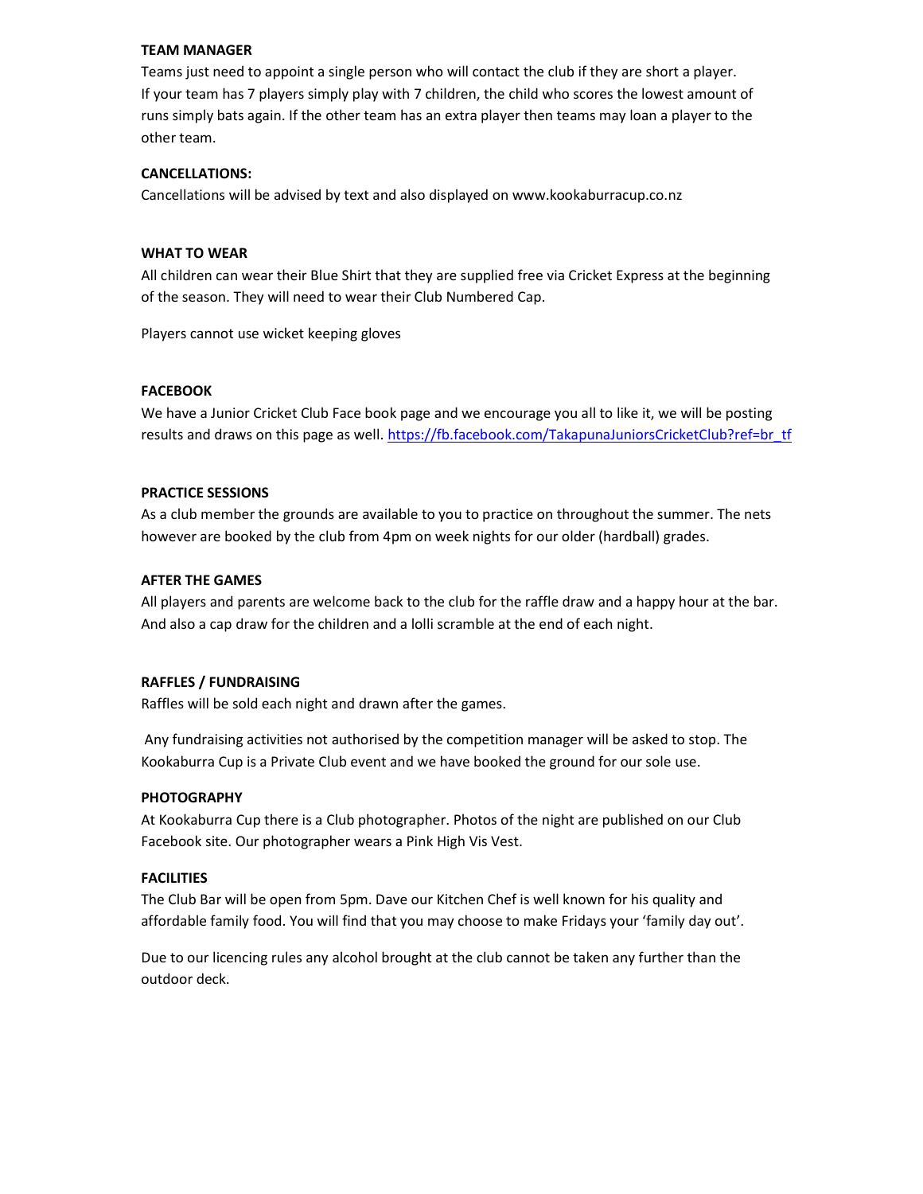**TEAM MANAGER**

Teams just need to appoint a single person who will contact the club if they are short a player. If your team has 7 players simply play with 7 children, the child who scores the lowest amount of runs simply bats again. If the other team has an extra player then teams may loan a player to the other team.

**CANCELLATIONS:**

Cancellations will be advised by text and also displayed on www.kookaburracup.co.nz

**WHAT TO WEAR**

All children can wear their Blue Shirt that they are supplied free via Cricket Express at the beginning of the season. They will need to wear their Club Numbered Cap.

Players cannot use wicket keeping gloves

**FACEBOOK**

We have a Junior Cricket Club Face book page and we encourage you all to like it, we will be posting results and draws on this page as well. [https://fb.facebook.com/TakapunaJuniorsCricketClub?ref=br_tf](https://fb.facebook.com/TakapunaJuniorsCricketClub?ref=br_tf)

**PRACTICE SESSIONS**

As a club member the grounds are available to you to practice on throughout the summer. The nets however are booked by the club from 4pm on week nights for our older (hardball) grades.

**AFTER THE GAMES**

All players and parents are welcome back to the club for the raffle draw and a happy hour at the bar. And also a cap draw for the children and a lolli scramble at the end of each night.

**RAFFLES / FUNDRAISING**

Raffles will be sold each night and drawn after the games.

Any fundraising activities not authorised by the competition manager will be asked to stop. The Kookaburra Cup is a Private Club event and we have booked the ground for our sole use.

**PHOTOGRAPHY**

At Kookaburra Cup there is a Club photographer. Photos of the night are published on our Club Facebook site. Our photographer wears a Pink High Vis Vest.

**FACILITIES**

The Club Bar will be open from 5pm. Dave our Kitchen Chef is well known for his quality and affordable family food. You will find that you may choose to make Fridays your 'family day out'.

Due to our licencing rules any alcohol brought at the club cannot be taken any further than the outdoor deck.